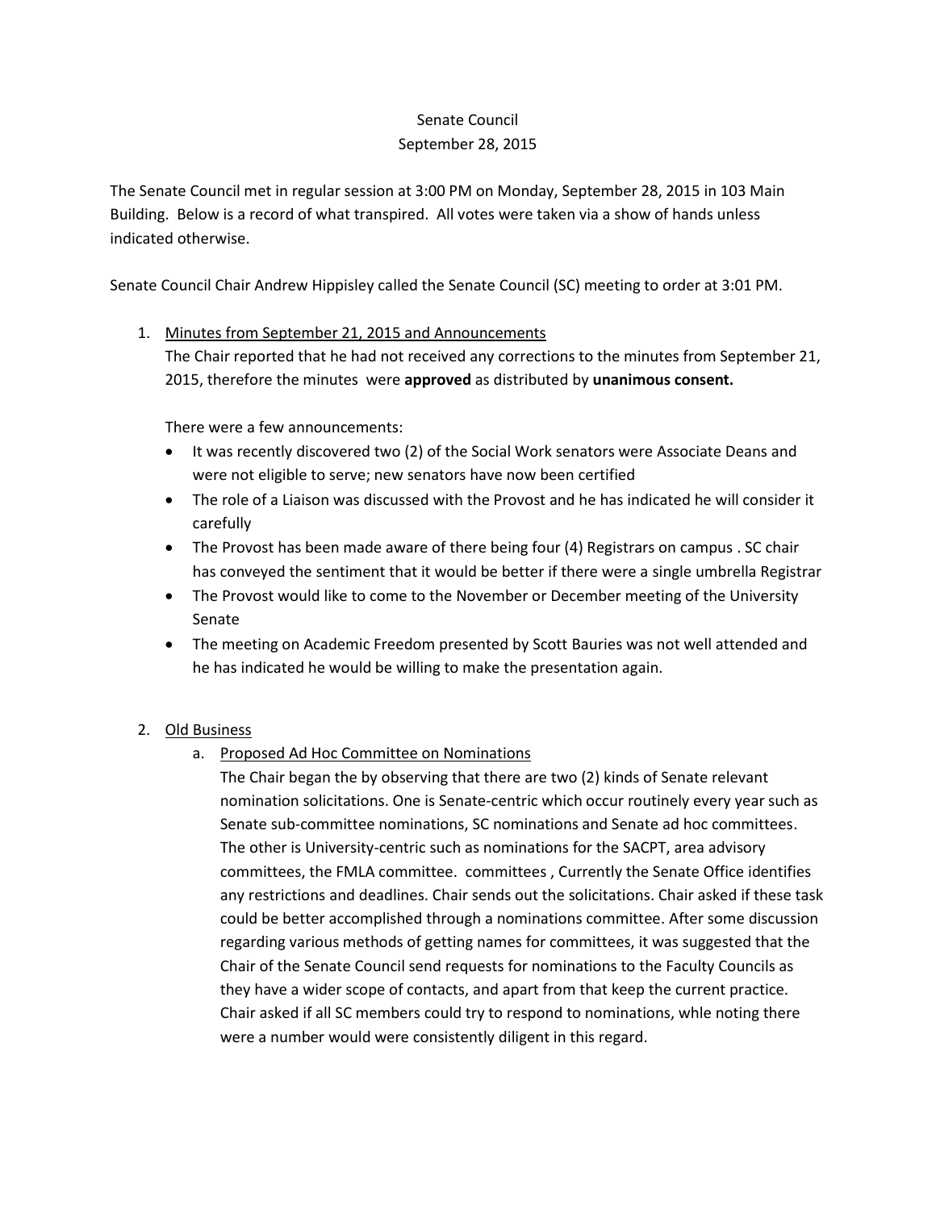Senate Council
September 28, 2015

The Senate Council met in regular session at 3:00 PM on Monday, September 28, 2015 in 103 Main Building. Below is a record of what transpired. All votes were taken via a show of hands unless indicated otherwise.

Senate Council Chair Andrew Hippisley called the Senate Council (SC) meeting to order at 3:01 PM.

1. Minutes from September 21, 2015 and Announcements

   The Chair reported that he had not received any corrections to the minutes from September 21, 2015, therefore the minutes were **approved** as distributed by **unanimous consent.**

   There were a few announcements:

   - It was recently discovered two (2) of the Social Work senators were Associate Deans and were not eligible to serve; new senators have now been certified
   - The role of a Liaison was discussed with the Provost and he has indicated he will consider it carefully
   - The Provost has been made aware of there being four (4) Registrars on campus . SC chair has conveyed the sentiment that it would be better if there were a single umbrella Registrar
   - The Provost would like to come to the November or December meeting of the University Senate
   - The meeting on Academic Freedom presented by Scott Bauries was not well attended and he has indicated he would be willing to make the presentation again.

2. Old Business

   a. Proposed Ad Hoc Committee on Nominations

      The Chair began the by observing that there are two (2) kinds of Senate relevant nomination solicitations. One is Senate-centric which occur routinely every year such as Senate sub-committee nominations, SC nominations and Senate ad hoc committees. The other is University-centric such as nominations for the SACPT, area advisory committees, the FMLA committee. committees , Currently the Senate Office identifies any restrictions and deadlines. Chair sends out the solicitations. Chair asked if these task could be better accomplished through a nominations committee. After some discussion regarding various methods of getting names for committees, it was suggested that the Chair of the Senate Council send requests for nominations to the Faculty Councils as they have a wider scope of contacts, and apart from that keep the current practice. Chair asked if all SC members could try to respond to nominations, whle noting there were a number would were consistently diligent in this regard.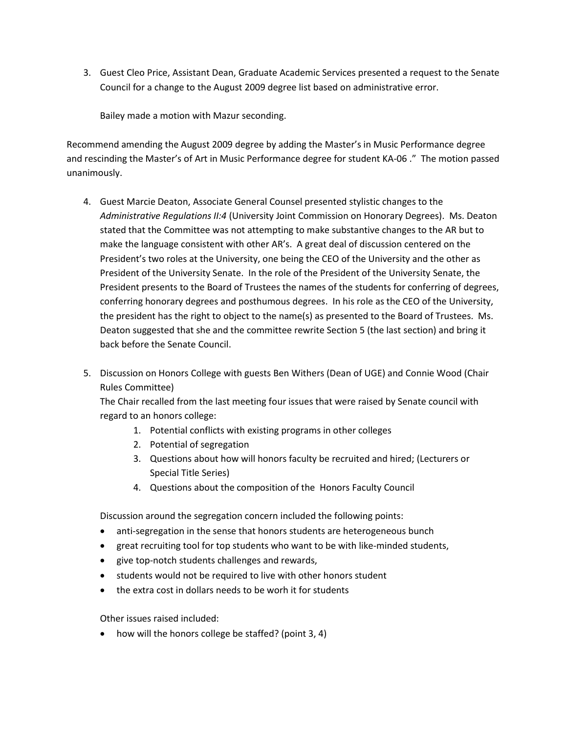3. Guest Cleo Price, Assistant Dean, Graduate Academic Services presented a request to the Senate Council for a change to the August 2009 degree list based on administrative error.

   Bailey made a motion with Mazur seconding.

Recommend amending the August 2009 degree by adding the Master's in Music Performance degree and rescinding the Master's of Art in Music Performance degree for student KA-06 ." The motion passed unanimously.

4. Guest Marcie Deaton, Associate General Counsel presented stylistic changes to the *Administrative Regulations II:4* (University Joint Commission on Honorary Degrees). Ms. Deaton stated that the Committee was not attempting to make substantive changes to the AR but to make the language consistent with other AR's. A great deal of discussion centered on the President's two roles at the University, one being the CEO of the University and the other as President of the University Senate. In the role of the President of the University Senate, the President presents to the Board of Trustees the names of the students for conferring of degrees, conferring honorary degrees and posthumous degrees. In his role as the CEO of the University, the president has the right to object to the name(s) as presented to the Board of Trustees. Ms. Deaton suggested that she and the committee rewrite Section 5 (the last section) and bring it back before the Senate Council.

5. Discussion on Honors College with guests Ben Withers (Dean of UGE) and Connie Wood (Chair Rules Committee)

   The Chair recalled from the last meeting four issues that were raised by Senate council with regard to an honors college:

   1. Potential conflicts with existing programs in other colleges
   2. Potential of segregation
   3. Questions about how will honors faculty be recruited and hired; (Lecturers or Special Title Series)
   4. Questions about the composition of the Honors Faculty Council

   Discussion around the segregation concern included the following points:

   - anti-segregation in the sense that honors students are heterogeneous bunch
   - great recruiting tool for top students who want to be with like-minded students,
   - give top-notch students challenges and rewards,
   - students would not be required to live with other honors student
   - the extra cost in dollars needs to be worh it for students

   Other issues raised included:

   - how will the honors college be staffed? (point 3, 4)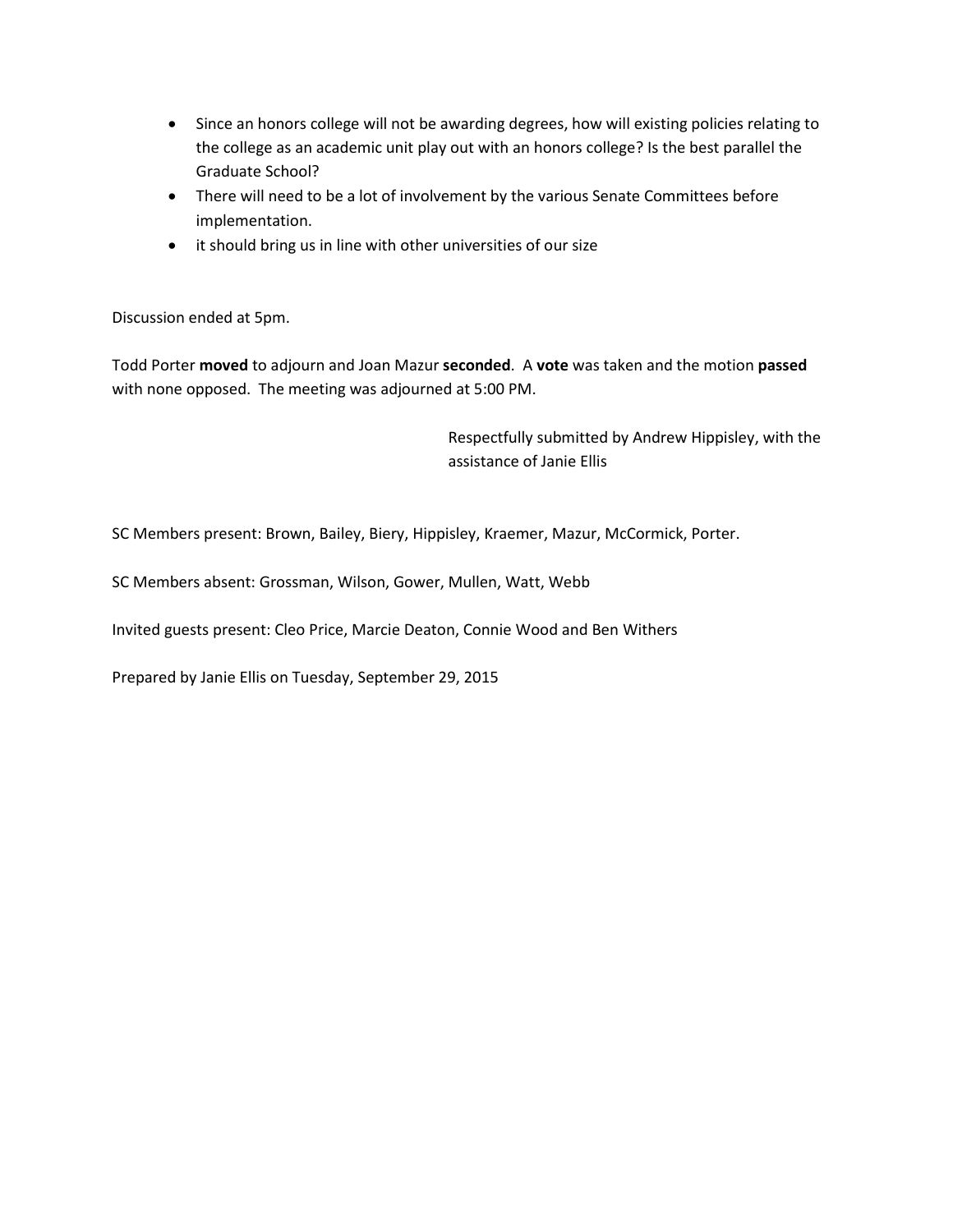- Since an honors college will not be awarding degrees, how will existing policies relating to the college as an academic unit play out with an honors college? Is the best parallel the Graduate School?
- There will need to be a lot of involvement by the various Senate Committees before implementation.
- it should bring us in line with other universities of our size

Discussion ended at 5pm.

Todd Porter **moved** to adjourn and Joan Mazur **seconded**. A **vote** was taken and the motion **passed** with none opposed. The meeting was adjourned at 5:00 PM.

Respectfully submitted by Andrew Hippisley, with the assistance of Janie Ellis

SC Members present: Brown, Bailey, Biery, Hippisley, Kraemer, Mazur, McCormick, Porter.

SC Members absent: Grossman, Wilson, Gower, Mullen, Watt, Webb

Invited guests present: Cleo Price, Marcie Deaton, Connie Wood and Ben Withers

Prepared by Janie Ellis on Tuesday, September 29, 2015